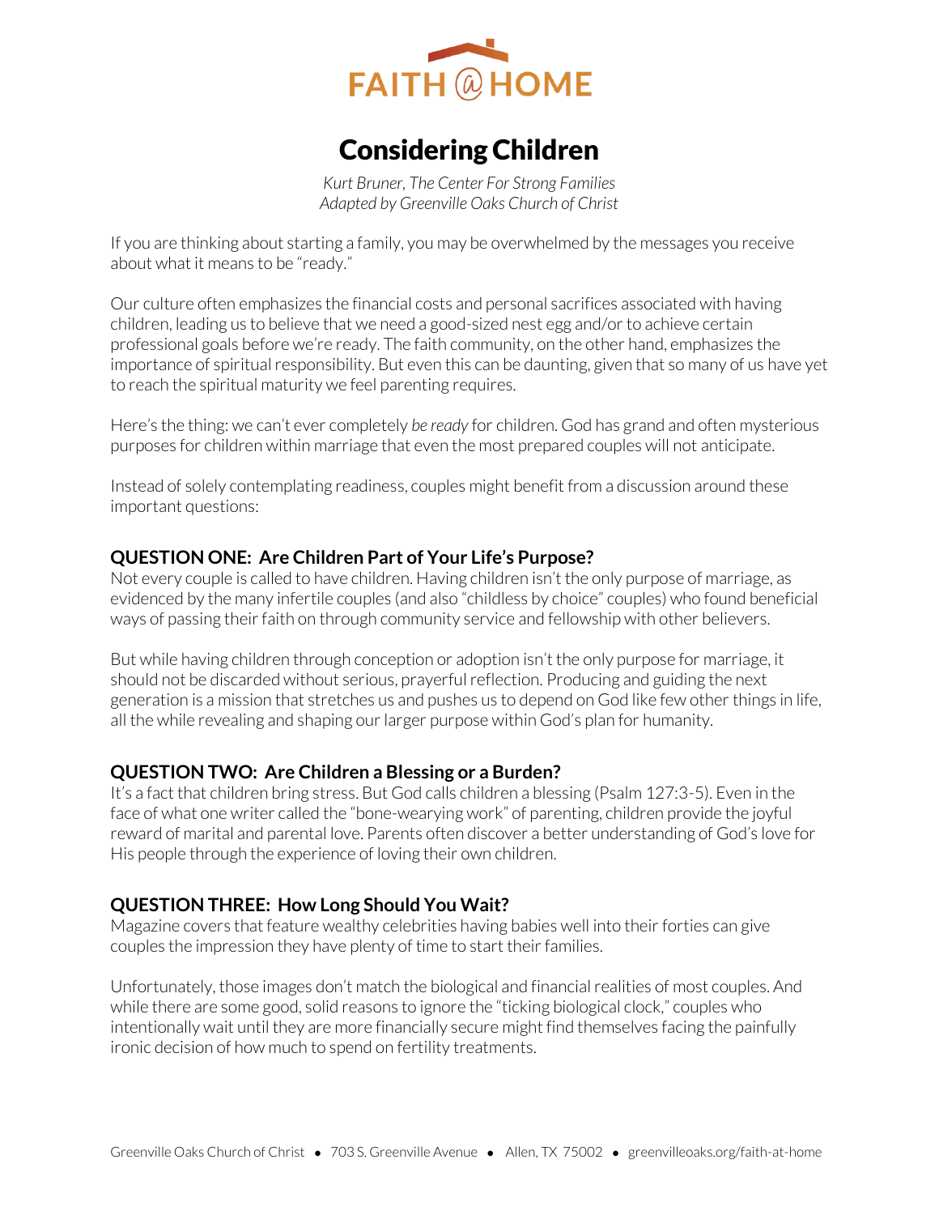FAITH @ HOME

# Considering Children

*Kurt Bruner, The Center For Strong Families*
*Adapted by Greenville Oaks Church of Christ*

If you are thinking about starting a family, you may be overwhelmed by the messages you receive about what it means to be "ready."

Our culture often emphasizes the financial costs and personal sacrifices associated with having children, leading us to believe that we need a good-sized nest egg and/or to achieve certain professional goals before we're ready. The faith community, on the other hand, emphasizes the importance of spiritual responsibility. But even this can be daunting, given that so many of us have yet to reach the spiritual maturity we feel parenting requires.

Here's the thing: we can't ever completely *be ready* for children. God has grand and often mysterious purposes for children within marriage that even the most prepared couples will not anticipate.

Instead of solely contemplating readiness, couples might benefit from a discussion around these important questions:

## QUESTION ONE: Are Children Part of Your Life's Purpose?

Not every couple is called to have children. Having children isn't the only purpose of marriage, as evidenced by the many infertile couples (and also "childless by choice" couples) who found beneficial ways of passing their faith on through community service and fellowship with other believers.

But while having children through conception or adoption isn't the only purpose for marriage, it should not be discarded without serious, prayerful reflection. Producing and guiding the next generation is a mission that stretches us and pushes us to depend on God like few other things in life, all the while revealing and shaping our larger purpose within God's plan for humanity.

## QUESTION TWO: Are Children a Blessing or a Burden?

It's a fact that children bring stress. But God calls children a blessing (Psalm 127:3-5). Even in the face of what one writer called the "bone-wearying work" of parenting, children provide the joyful reward of marital and parental love. Parents often discover a better understanding of God's love for His people through the experience of loving their own children.

## QUESTION THREE: How Long Should You Wait?

Magazine covers that feature wealthy celebrities having babies well into their forties can give couples the impression they have plenty of time to start their families.

Unfortunately, those images don't match the biological and financial realities of most couples. And while there are some good, solid reasons to ignore the "ticking biological clock," couples who intentionally wait until they are more financially secure might find themselves facing the painfully ironic decision of how much to spend on fertility treatments.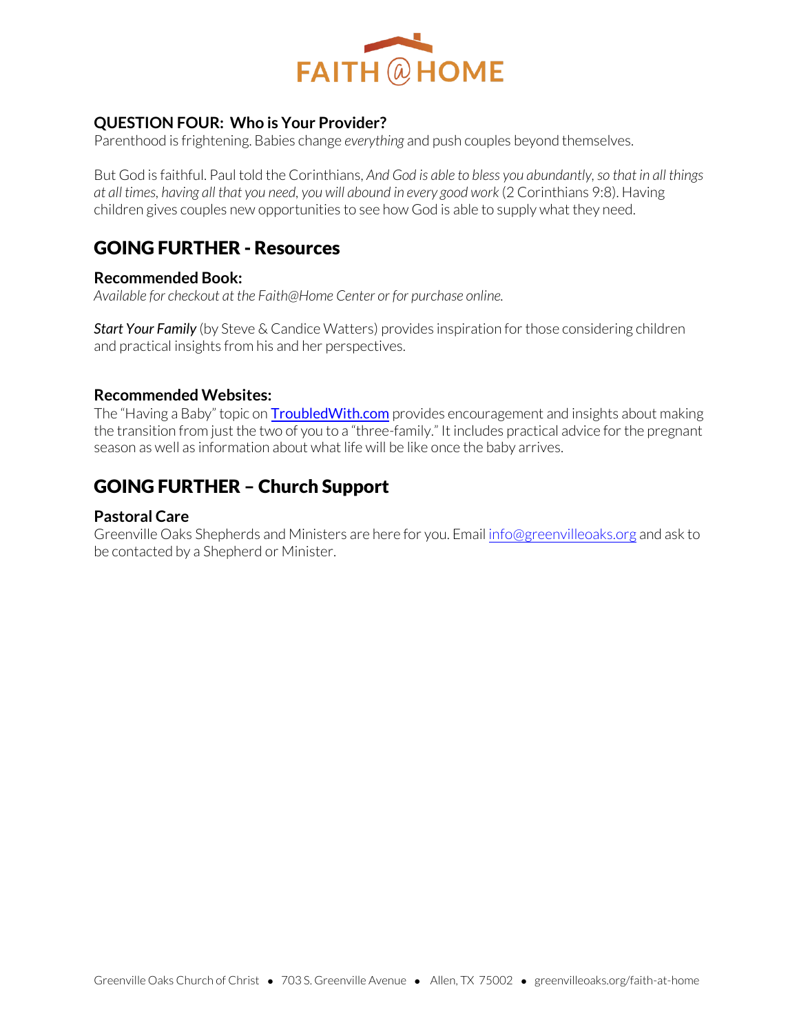### QUESTION FOUR: Who is Your Provider?

Parenthood is frightening. Babies change *everything* and push couples beyond themselves.

But God is faithful. Paul told the Corinthians, *And God is able to bless you abundantly, so that in all things at all times, having all that you need, you will abound in every good work* (2 Corinthians 9:8). Having children gives couples new opportunities to see how God is able to supply what they need.

## GOING FURTHER - Resources

### Recommended Book:

*Available for checkout at the Faith@Home Center or for purchase online.*

***Start Your Family*** (by Steve & Candice Watters) provides inspiration for those considering children and practical insights from his and her perspectives.

### Recommended Websites:

The "Having a Baby" topic on **TroubledWith.com** provides encouragement and insights about making the transition from just the two of you to a "three-family." It includes practical advice for the pregnant season as well as information about what life will be like once the baby arrives.

## GOING FURTHER – Church Support

### Pastoral Care

Greenville Oaks Shepherds and Ministers are here for you. Email info@greenvilleoaks.org and ask to be contacted by a Shepherd or Minister.